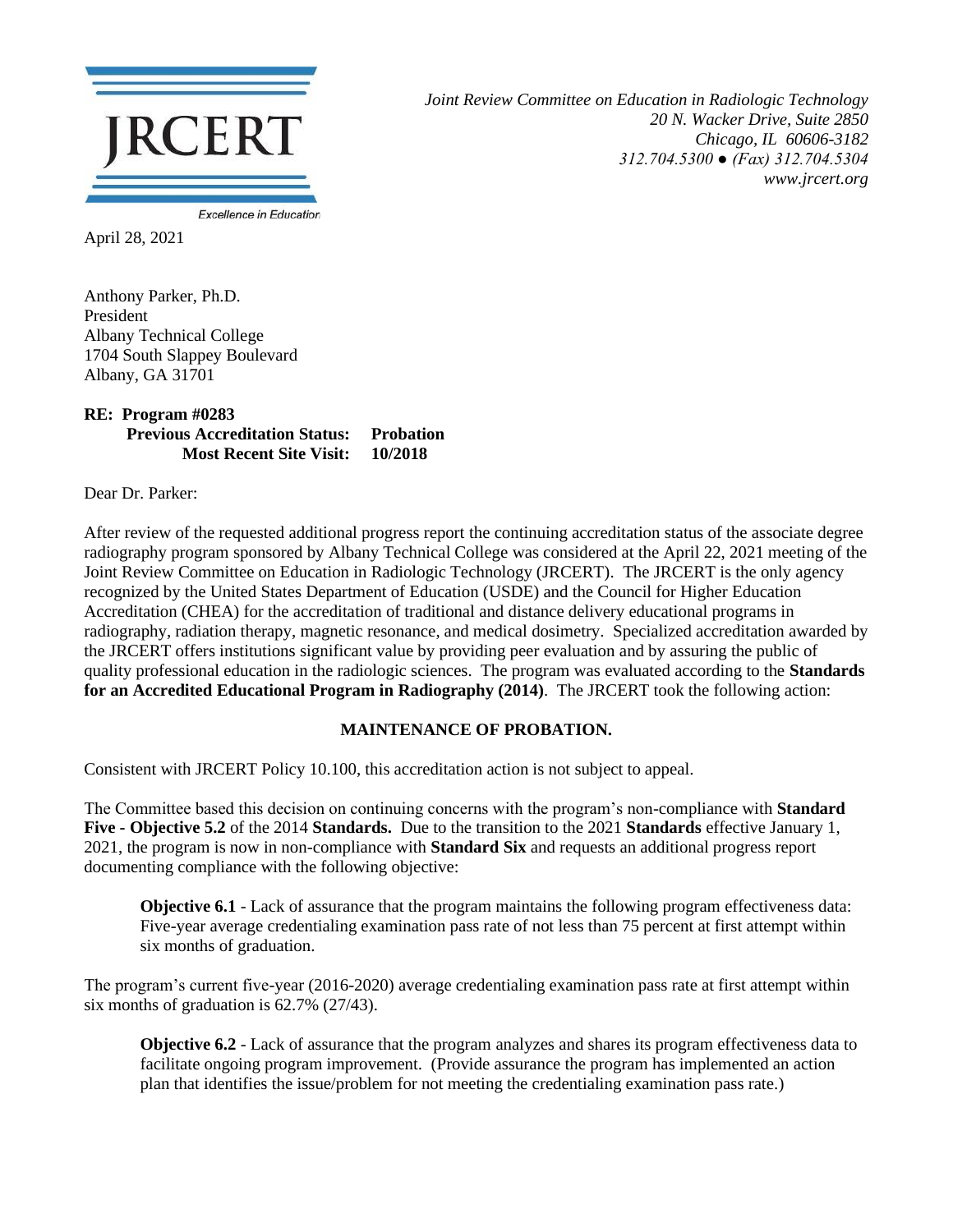JRCERT

Excellence in Education

*Joint Review Committee on Education in Radiologic Technology*
*20 N. Wacker Drive, Suite 2850*
*Chicago, IL 60606-3182*
*312.704.5300 ● (Fax) 312.704.5304*
*www.jrcert.org*

April 28, 2021

Anthony Parker, Ph.D.
President
Albany Technical College
1704 South Slappey Boulevard
Albany, GA 31701

**RE: Program #0283**
**Previous Accreditation Status: Probation**
**Most Recent Site Visit: 10/2018**

Dear Dr. Parker:

After review of the requested additional progress report the continuing accreditation status of the associate degree radiography program sponsored by Albany Technical College was considered at the April 22, 2021 meeting of the Joint Review Committee on Education in Radiologic Technology (JRCERT). The JRCERT is the only agency recognized by the United States Department of Education (USDE) and the Council for Higher Education Accreditation (CHEA) for the accreditation of traditional and distance delivery educational programs in radiography, radiation therapy, magnetic resonance, and medical dosimetry. Specialized accreditation awarded by the JRCERT offers institutions significant value by providing peer evaluation and by assuring the public of quality professional education in the radiologic sciences. The program was evaluated according to the **Standards for an Accredited Educational Program in Radiography (2014)**. The JRCERT took the following action:

**MAINTENANCE OF PROBATION.**

Consistent with JRCERT Policy 10.100, this accreditation action is not subject to appeal.

The Committee based this decision on continuing concerns with the program's non-compliance with **Standard Five - Objective 5.2** of the 2014 **Standards.** Due to the transition to the 2021 **Standards** effective January 1, 2021, the program is now in non-compliance with **Standard Six** and requests an additional progress report documenting compliance with the following objective:

> **Objective 6.1** - Lack of assurance that the program maintains the following program effectiveness data: Five-year average credentialing examination pass rate of not less than 75 percent at first attempt within six months of graduation.

The program's current five-year (2016-2020) average credentialing examination pass rate at first attempt within six months of graduation is 62.7% (27/43).

> **Objective 6.2** - Lack of assurance that the program analyzes and shares its program effectiveness data to facilitate ongoing program improvement. (Provide assurance the program has implemented an action plan that identifies the issue/problem for not meeting the credentialing examination pass rate.)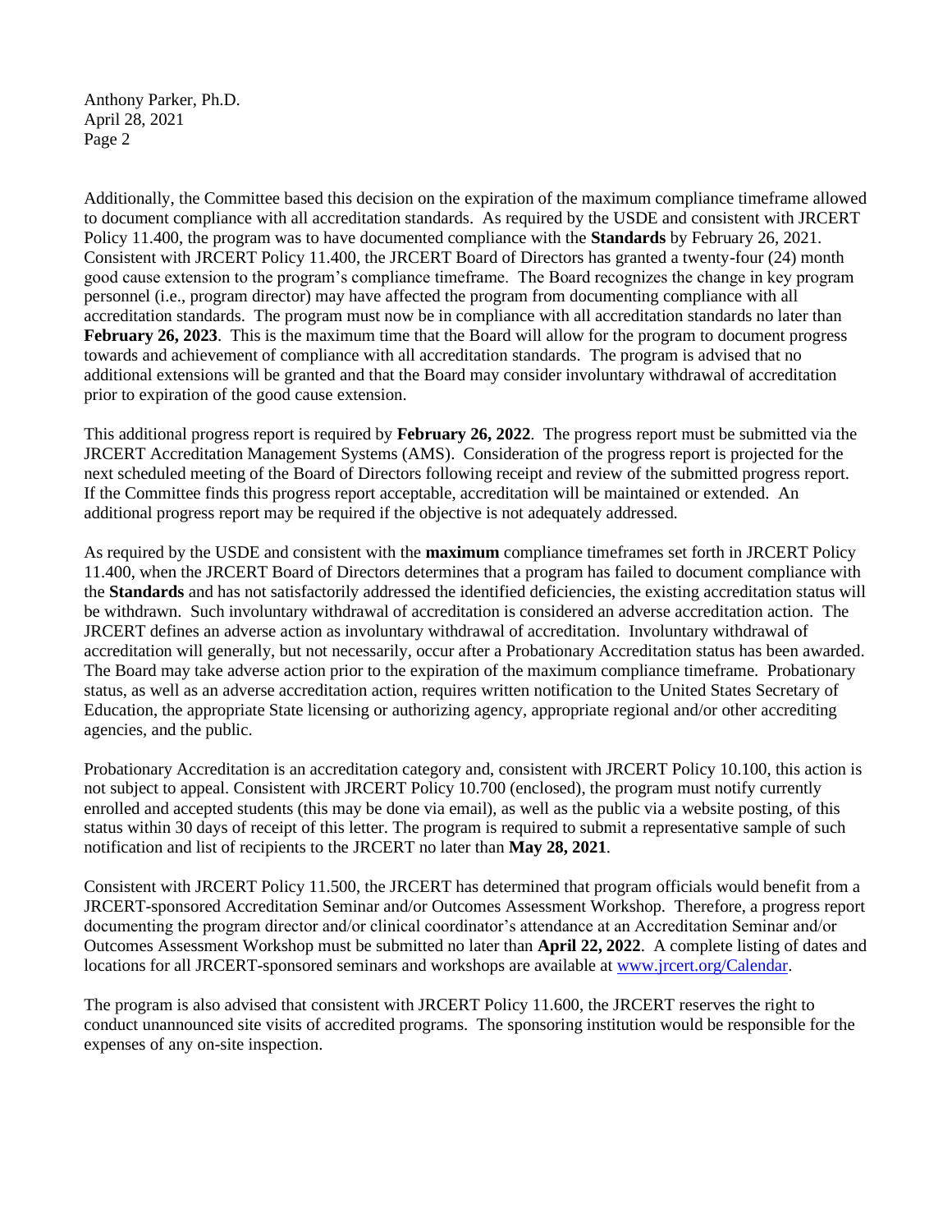Additionally, the Committee based this decision on the expiration of the maximum compliance timeframe allowed to document compliance with all accreditation standards. As required by the USDE and consistent with JRCERT Policy 11.400, the program was to have documented compliance with the **Standards** by February 26, 2021. Consistent with JRCERT Policy 11.400, the JRCERT Board of Directors has granted a twenty-four (24) month good cause extension to the program's compliance timeframe. The Board recognizes the change in key program personnel (i.e., program director) may have affected the program from documenting compliance with all accreditation standards. The program must now be in compliance with all accreditation standards no later than **February 26, 2023**. This is the maximum time that the Board will allow for the program to document progress towards and achievement of compliance with all accreditation standards. The program is advised that no additional extensions will be granted and that the Board may consider involuntary withdrawal of accreditation prior to expiration of the good cause extension.

This additional progress report is required by **February 26, 2022**. The progress report must be submitted via the JRCERT Accreditation Management Systems (AMS). Consideration of the progress report is projected for the next scheduled meeting of the Board of Directors following receipt and review of the submitted progress report. If the Committee finds this progress report acceptable, accreditation will be maintained or extended. An additional progress report may be required if the objective is not adequately addressed.

As required by the USDE and consistent with the **maximum** compliance timeframes set forth in JRCERT Policy 11.400, when the JRCERT Board of Directors determines that a program has failed to document compliance with the **Standards** and has not satisfactorily addressed the identified deficiencies, the existing accreditation status will be withdrawn. Such involuntary withdrawal of accreditation is considered an adverse accreditation action. The JRCERT defines an adverse action as involuntary withdrawal of accreditation. Involuntary withdrawal of accreditation will generally, but not necessarily, occur after a Probationary Accreditation status has been awarded. The Board may take adverse action prior to the expiration of the maximum compliance timeframe. Probationary status, as well as an adverse accreditation action, requires written notification to the United States Secretary of Education, the appropriate State licensing or authorizing agency, appropriate regional and/or other accrediting agencies, and the public.

Probationary Accreditation is an accreditation category and, consistent with JRCERT Policy 10.100, this action is not subject to appeal. Consistent with JRCERT Policy 10.700 (enclosed), the program must notify currently enrolled and accepted students (this may be done via email), as well as the public via a website posting, of this status within 30 days of receipt of this letter. The program is required to submit a representative sample of such notification and list of recipients to the JRCERT no later than **May 28, 2021**.

Consistent with JRCERT Policy 11.500, the JRCERT has determined that program officials would benefit from a JRCERT-sponsored Accreditation Seminar and/or Outcomes Assessment Workshop. Therefore, a progress report documenting the program director and/or clinical coordinator's attendance at an Accreditation Seminar and/or Outcomes Assessment Workshop must be submitted no later than **April 22, 2022**. A complete listing of dates and locations for all JRCERT-sponsored seminars and workshops are available at [www.jrcert.org/Calendar](www.jrcert.org/Calendar).

The program is also advised that consistent with JRCERT Policy 11.600, the JRCERT reserves the right to conduct unannounced site visits of accredited programs. The sponsoring institution would be responsible for the expenses of any on-site inspection.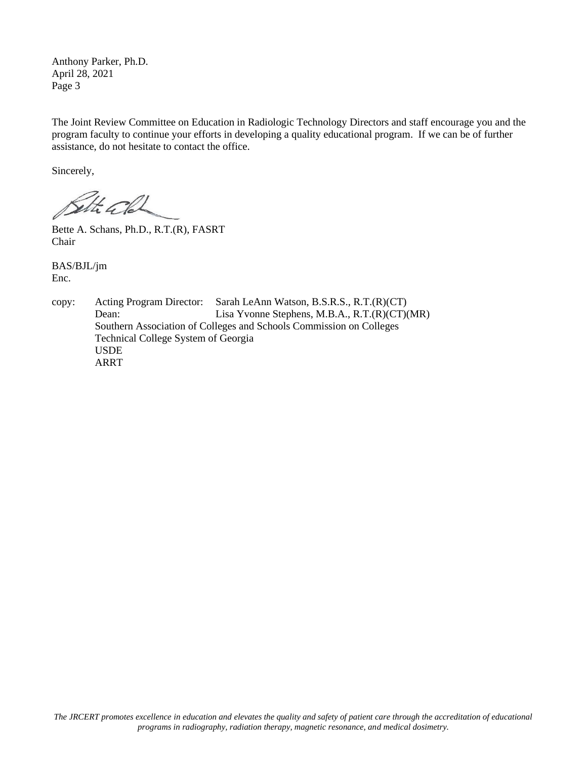Anthony Parker, Ph.D.
April 28, 2021
Page 3

The Joint Review Committee on Education in Radiologic Technology Directors and staff encourage you and the program faculty to continue your efforts in developing a quality educational program. If we can be of further assistance, do not hesitate to contact the office.

Sincerely,

Bette A. Schans, Ph.D., R.T.(R), FASRT
Chair

BAS/BJL/jm
Enc.

copy: Acting Program Director: Sarah LeAnn Watson, B.S.R.S., R.T.(R)(CT)
Dean: Lisa Yvonne Stephens, M.B.A., R.T.(R)(CT)(MR)
Southern Association of Colleges and Schools Commission on Colleges
Technical College System of Georgia
USDE
ARRT

*The JRCERT promotes excellence in education and elevates the quality and safety of patient care through the accreditation of educational programs in radiography, radiation therapy, magnetic resonance, and medical dosimetry.*